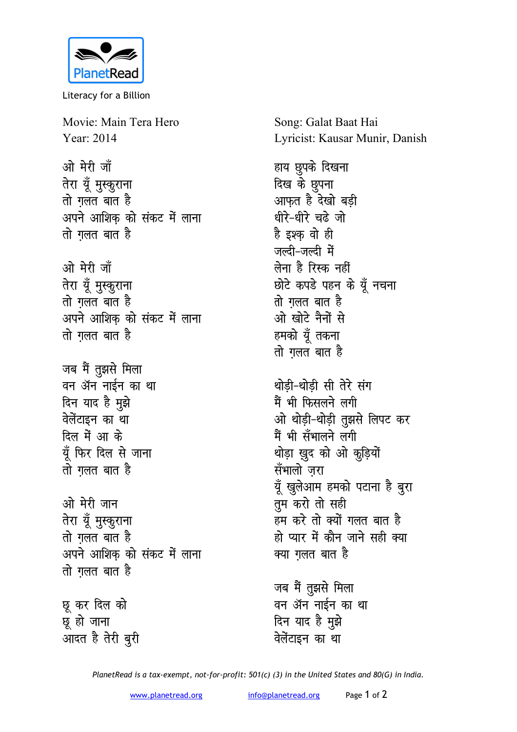PlanetRead

Literacy for a Billion

Movie: Main Tera Hero
Year: 2014

Song: Galat Baat Hai
Lyricist: Kausar Munir, Danish

ओ मेरी जाँ
तेरा यूँ मुस्कुराना
तो ग़लत बात है
अपने आशिक़ को संकट में लाना
तो ग़लत बात है

ओ मेरी जाँ
तेरा यूँ मुस्कुराना
तो ग़लत बात है
अपने आशिक़ को संकट में लाना
तो ग़लत बात है

जब मैं तुझसे मिला
वन ऑन नाईन का था
दिन याद है मुझे
वेलेंटाइन का था
दिल में आ के
यूँ फिर दिल से जाना
तो ग़लत बात है

ओ मेरी जान
तेरा यूँ मुस्कुराना
तो ग़लत बात है
अपने आशिक़ को संकट में लाना
तो ग़लत बात है

छू कर दिल को
छू हो जाना
आदत है तेरी बुरी

हाय छुपके दिखना
दिख के छुपना
आफ़त है देखो बड़ी
धीरे-धीरे चढे जो
है इश्क़ वो ही
जल्दी-जल्दी में
लेना है रिस्क नहीं
छोटे कपडे पहन के यूँ नचना
तो ग़लत बात है
ओ खोटे नैनों से
हमको यूँ तकना
तो ग़लत बात है

थोड़ी-थोड़ी सी तेरे संग
मैं भी फिसलने लगी
ओ थोड़ी-थोड़ी तुझसे लिपट कर
मैं भी सँभालने लगी
थोड़ा खुद को ओ कुड़ियों
सँभालो ज़रा
यूँ खुलेआम हमको पटाना है बुरा
तुम करो तो सही
हम करे तो क्यों गलत बात है
हो प्यार में कौन जाने सही क्या
क्या ग़लत बात है

जब मैं तुझसे मिला
वन ऑन नाईन का था
दिन याद है मुझे
वेलेंटाइन का था

*PlanetRead is a tax-exempt, not-for-profit: 501(c) (3) in the United States and 80(G) in India.*

www.planetread.org info@planetread.org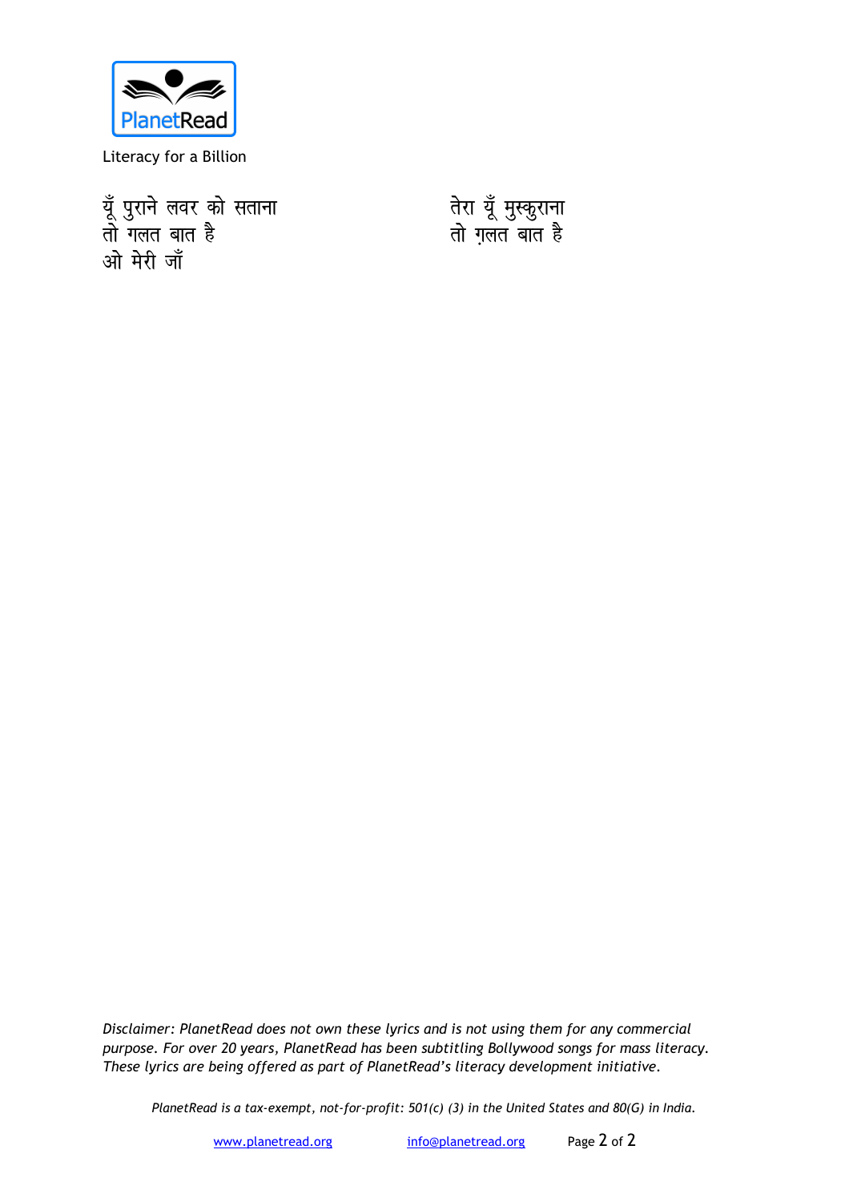Literacy for a Billion

यूँ पुराने लवर को सताना
तो गलत बात है
ओ मेरी जाँ

तेरा यूँ मुस्कुराना
तो ग़लत बात है

*Disclaimer: PlanetRead does not own these lyrics and is not using them for any commercial purpose. For over 20 years, PlanetRead has been subtitling Bollywood songs for mass literacy. These lyrics are being offered as part of PlanetRead's literacy development initiative.*

*PlanetRead is a tax-exempt, not-for-profit: 501(c) (3) in the United States and 80(G) in India.*

www.planetread.org info@planetread.org